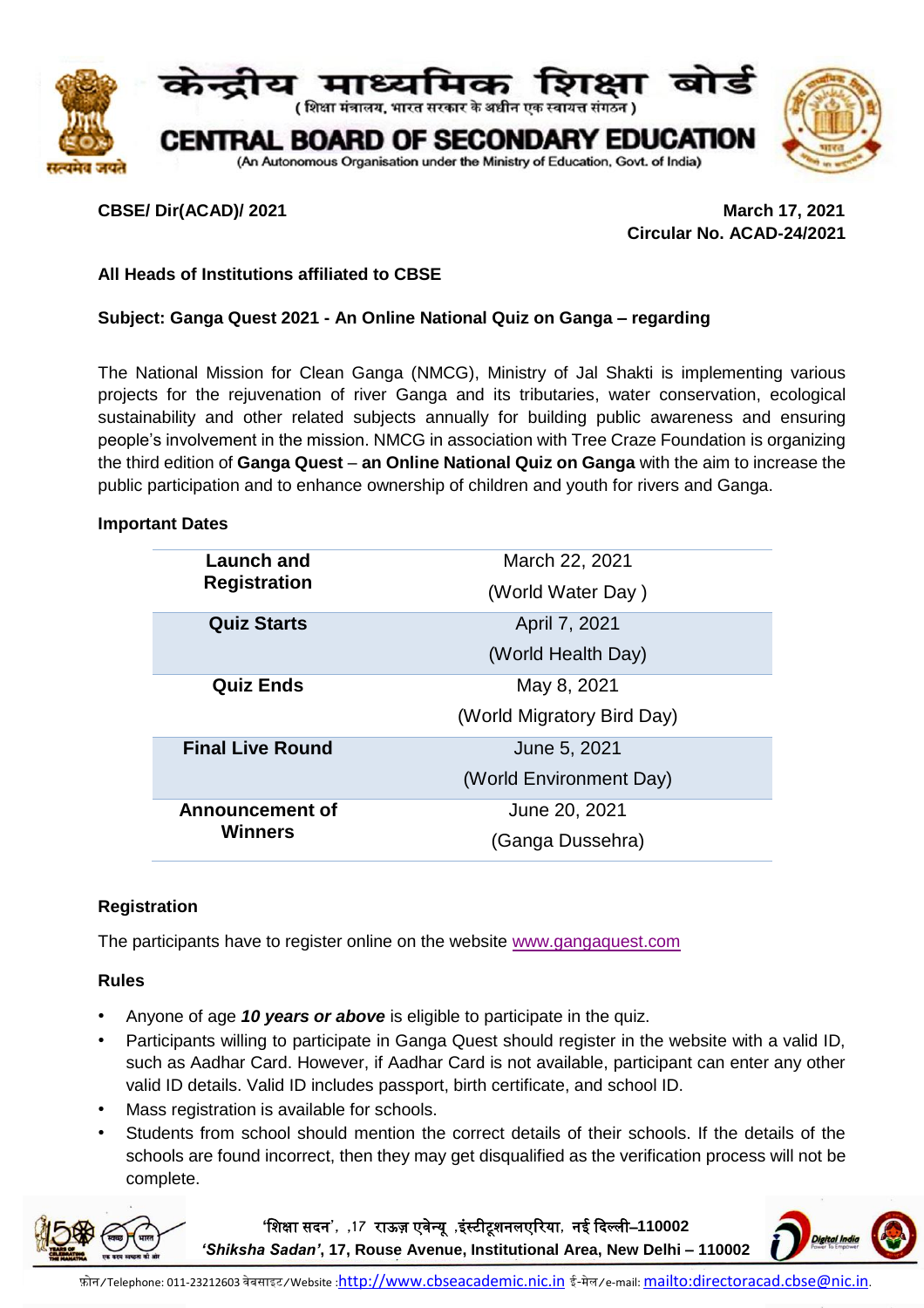# केन्द्रीय माध्यमिक शिक्षा बोर्ड

( शिक्षा मंत्रालय, भारत सरकार के अधीन एक स्वायत्त संगठन )

# CENTRAL BOARD OF SECONDARY EDUCATION

(An Autonomous Organisation under the Ministry of Education, Govt. of India)

**CBSE/ Dir(ACAD)/ 2021** **March 17, 2021**

**Circular No. ACAD-24/2021**

**All Heads of Institutions affiliated to CBSE**

**Subject: Ganga Quest 2021 - An Online National Quiz on Ganga – regarding**

The National Mission for Clean Ganga (NMCG), Ministry of Jal Shakti is implementing various projects for the rejuvenation of river Ganga and its tributaries, water conservation, ecological sustainability and other related subjects annually for building public awareness and ensuring people's involvement in the mission. NMCG in association with Tree Craze Foundation is organizing the third edition of **Ganga Quest** – **an Online National Quiz on Ganga** with the aim to increase the public participation and to enhance ownership of children and youth for rivers and Ganga.

**Important Dates**

| | |
|---|---|
| **Launch and Registration** | March 22, 2021 (World Water Day ) |
| **Quiz Starts** | April 7, 2021 (World Health Day) |
| **Quiz Ends** | May 8, 2021 (World Migratory Bird Day) |
| **Final Live Round** | June 5, 2021 (World Environment Day) |
| **Announcement of Winners** | June 20, 2021 (Ganga Dussehra) |

**Registration**

The participants have to register online on the website www.gangaquest.com

**Rules**

- Anyone of age ***10 years or above*** is eligible to participate in the quiz.
- Participants willing to participate in Ganga Quest should register in the website with a valid ID, such as Aadhar Card. However, if Aadhar Card is not available, participant can enter any other valid ID details. Valid ID includes passport, birth certificate, and school ID.
- Mass registration is available for schools.
- Students from school should mention the correct details of their schools. If the details of the schools are found incorrect, then they may get disqualified as the verification process will not be complete.

'शिक्षा सदन', ,17 राऊज़ एवेन्यू ,इंस्टीटूशनलएरिया, नई दिल्ली–110002
***'Shiksha Sadan'*****, 17, Rouse Avenue, Institutional Area, New Delhi – 110002**

फ़ोन/Telephone: 011-23212603 वेबसाइट/Website :http://www.cbseacademic.nic.in ई-मेल/e-mail: mailto:directoracad.cbse@nic.in.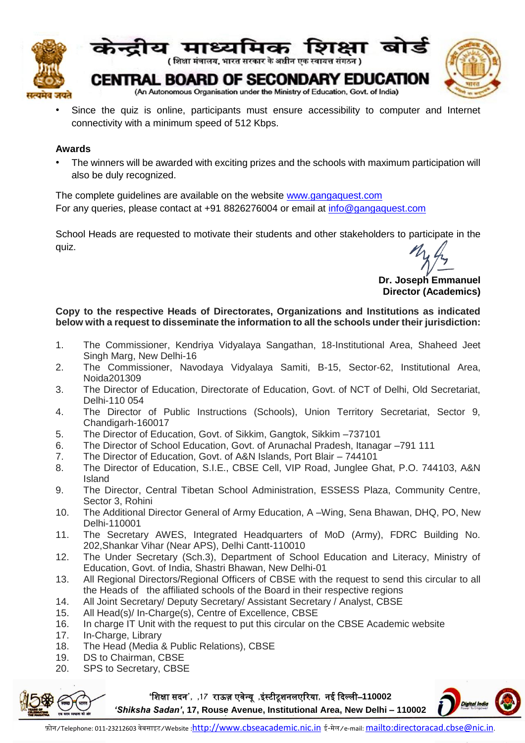- Since the quiz is online, participants must ensure accessibility to computer and Internet connectivity with a minimum speed of 512 Kbps.

**Awards**

- The winners will be awarded with exciting prizes and the schools with maximum participation will also be duly recognized.

The complete guidelines are available on the website www.gangaquest.com
For any queries, please contact at +91 8826276004 or email at info@gangaquest.com

School Heads are requested to motivate their students and other stakeholders to participate in the quiz.

**Dr. Joseph Emmanuel**
**Director (Academics)**

**Copy to the respective Heads of Directorates, Organizations and Institutions as indicated below with a request to disseminate the information to all the schools under their jurisdiction:**

1. The Commissioner, Kendriya Vidyalaya Sangathan, 18-Institutional Area, Shaheed Jeet Singh Marg, New Delhi-16
2. The Commissioner, Navodaya Vidyalaya Samiti, B-15, Sector-62, Institutional Area, Noida201309
3. The Director of Education, Directorate of Education, Govt. of NCT of Delhi, Old Secretariat, Delhi-110 054
4. The Director of Public Instructions (Schools), Union Territory Secretariat, Sector 9, Chandigarh-160017
5. The Director of Education, Govt. of Sikkim, Gangtok, Sikkim –737101
6. The Director of School Education, Govt. of Arunachal Pradesh, Itanagar –791 111
7. The Director of Education, Govt. of A&N Islands, Port Blair – 744101
8. The Director of Education, S.I.E., CBSE Cell, VIP Road, Junglee Ghat, P.O. 744103, A&N Island
9. The Director, Central Tibetan School Administration, ESSESS Plaza, Community Centre, Sector 3, Rohini
10. The Additional Director General of Army Education, A –Wing, Sena Bhawan, DHQ, PO, New Delhi-110001
11. The Secretary AWES, Integrated Headquarters of MoD (Army), FDRC Building No. 202,Shankar Vihar (Near APS), Delhi Cantt-110010
12. The Under Secretary (Sch.3), Department of School Education and Literacy, Ministry of Education, Govt. of India, Shastri Bhawan, New Delhi-01
13. All Regional Directors/Regional Officers of CBSE with the request to send this circular to all the Heads of the affiliated schools of the Board in their respective regions
14. All Joint Secretary/ Deputy Secretary/ Assistant Secretary / Analyst, CBSE
15. All Head(s)/ In-Charge(s), Centre of Excellence, CBSE
16. In charge IT Unit with the request to put this circular on the CBSE Academic website
17. In-Charge, Library
18. The Head (Media & Public Relations), CBSE
19. DS to Chairman, CBSE
20. SPS to Secretary, CBSE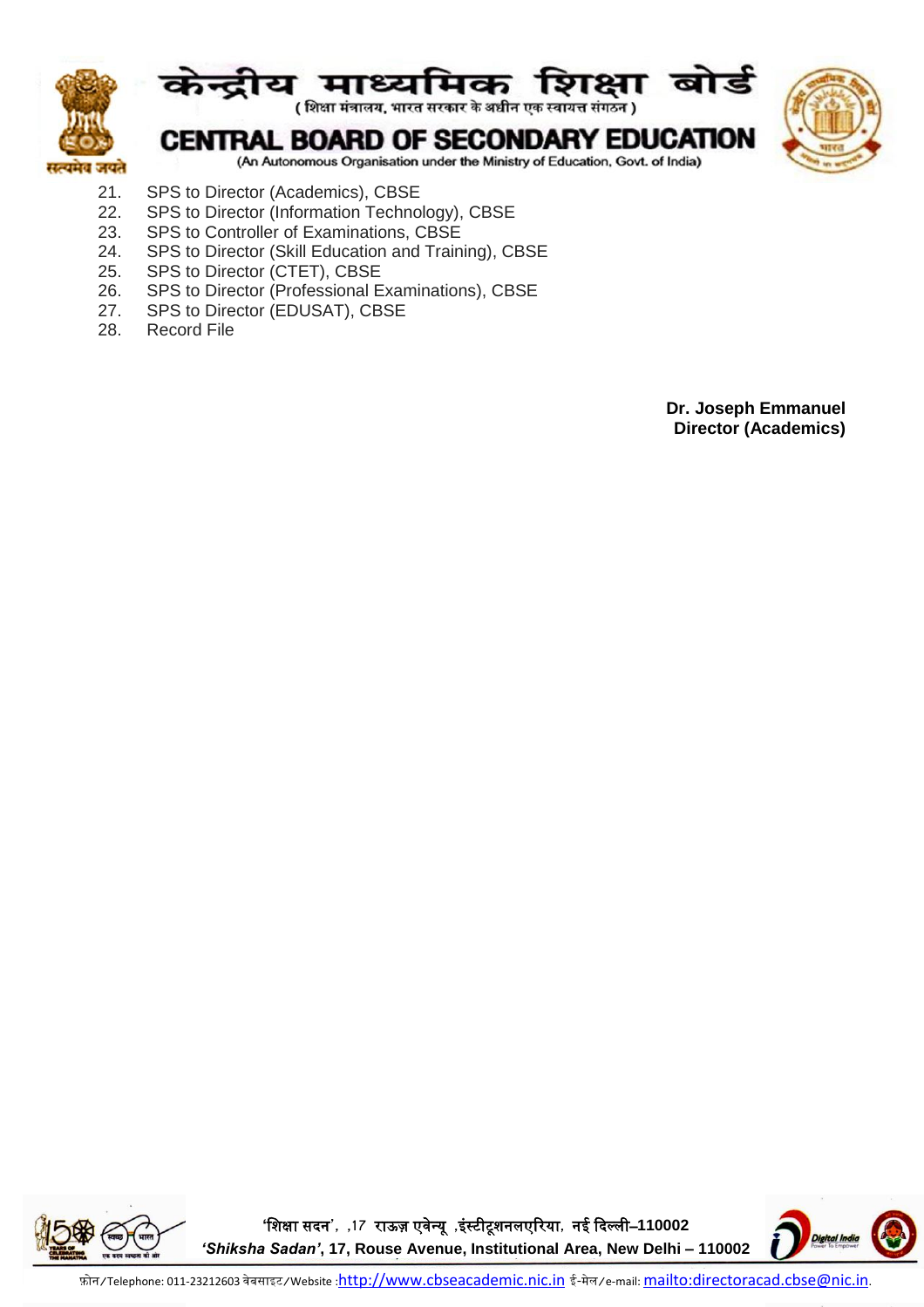21. SPS to Director (Academics), CBSE
22. SPS to Director (Information Technology), CBSE
23. SPS to Controller of Examinations, CBSE
24. SPS to Director (Skill Education and Training), CBSE
25. SPS to Director (CTET), CBSE
26. SPS to Director (Professional Examinations), CBSE
27. SPS to Director (EDUSAT), CBSE
28. Record File

**Dr. Joseph Emmanuel**
**Director (Academics)**